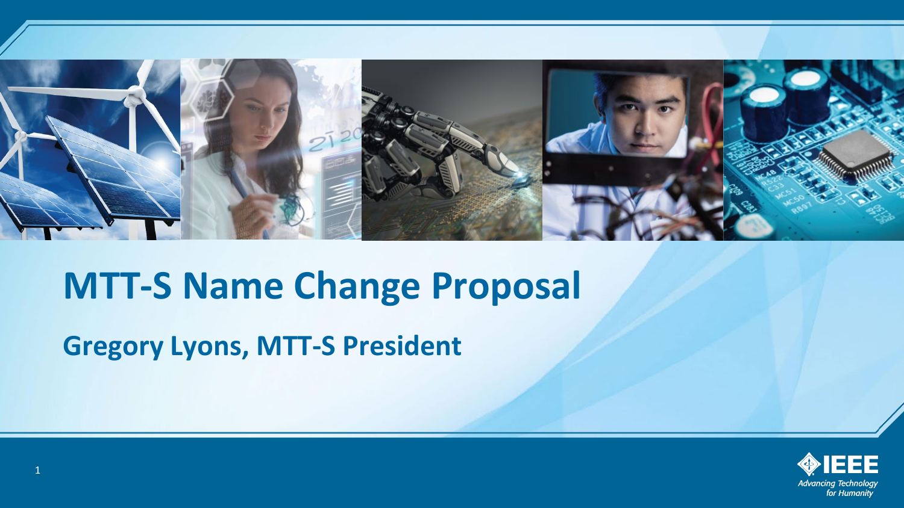# MTT-S Name Change Proposal

## Gregory Lyons, MTT-S President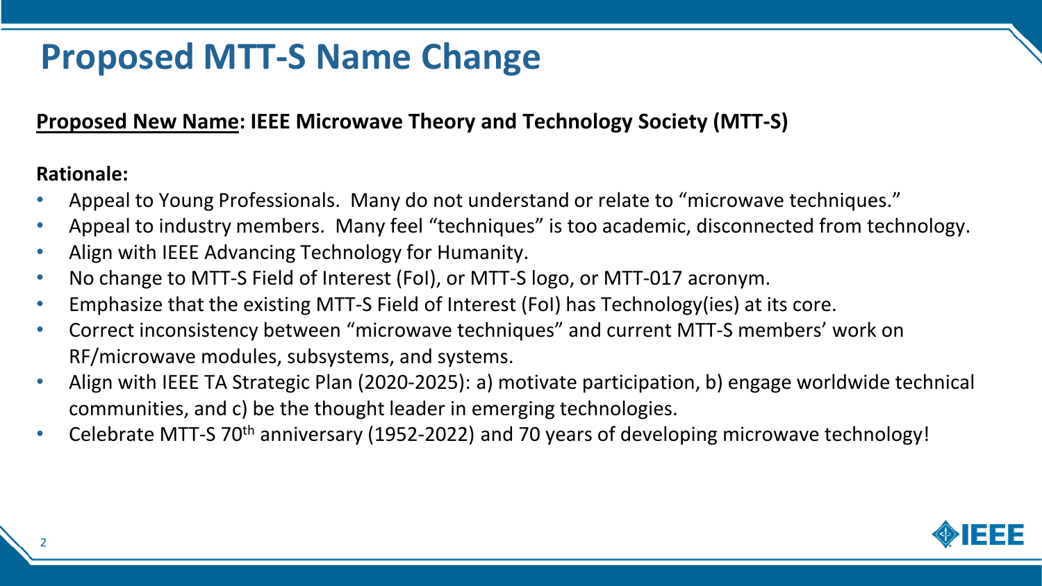# Proposed MTT-S Name Change

**<u>Proposed New Name</u>: IEEE Microwave Theory and Technology Society (MTT-S)**

**Rationale:**

- Appeal to Young Professionals. Many do not understand or relate to “microwave techniques.”
- Appeal to industry members. Many feel “techniques” is too academic, disconnected from technology.
- Align with IEEE Advancing Technology for Humanity.
- No change to MTT-S Field of Interest (FoI), or MTT-S logo, or MTT-017 acronym.
- Emphasize that the existing MTT-S Field of Interest (FoI) has Technology(ies) at its core.
- Correct inconsistency between “microwave techniques” and current MTT-S members’ work on RF/microwave modules, subsystems, and systems.
- Align with IEEE TA Strategic Plan (2020-2025): a) motivate participation, b) engage worldwide technical communities, and c) be the thought leader in emerging technologies.
- Celebrate MTT-S 70th anniversary (1952-2022) and 70 years of developing microwave technology!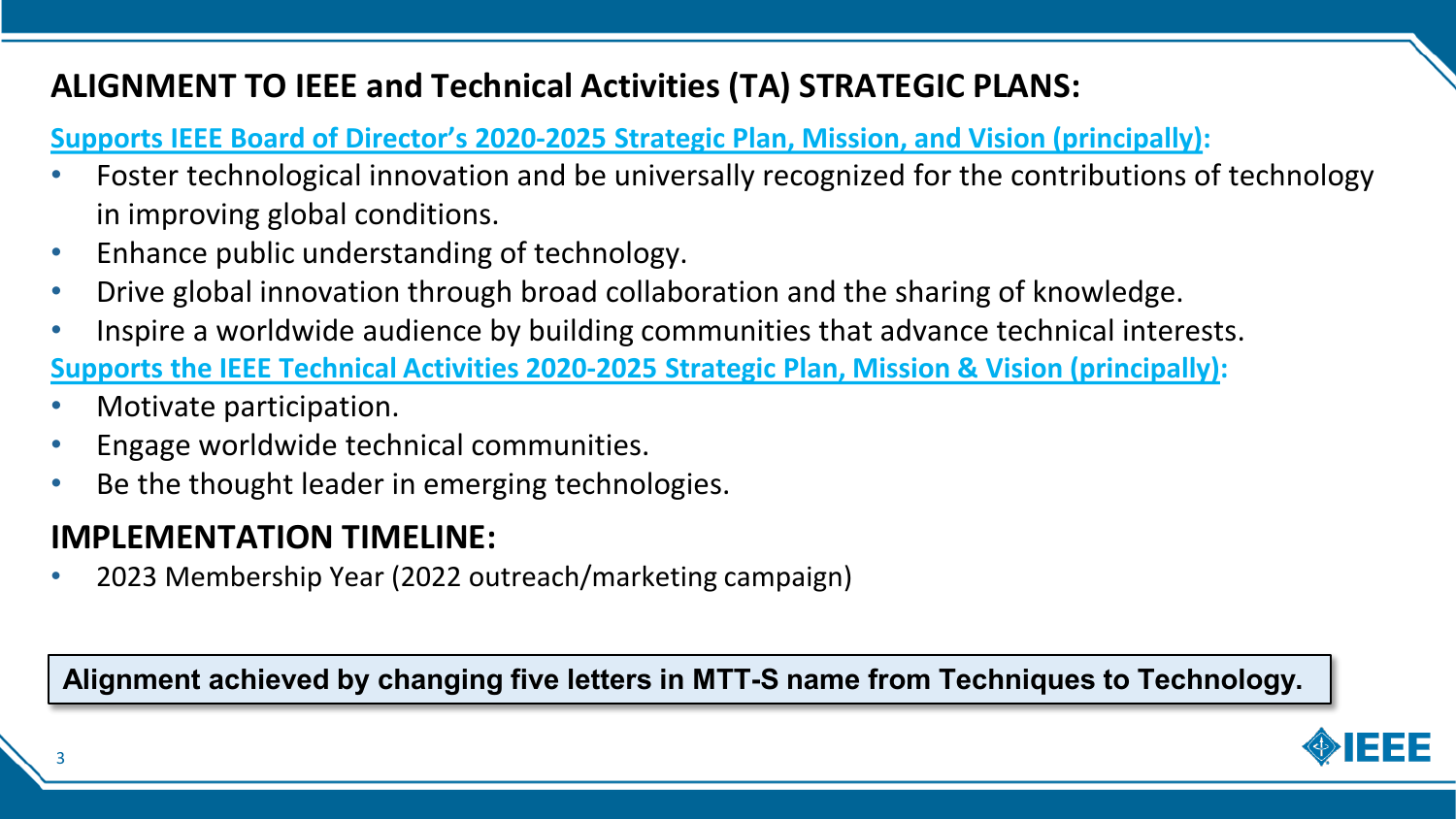## ALIGNMENT TO IEEE and Technical Activities (TA) STRATEGIC PLANS:

**Supports IEEE Board of Director's 2020-2025 Strategic Plan, Mission, and Vision (principally):**

- Foster technological innovation and be universally recognized for the contributions of technology in improving global conditions.
- Enhance public understanding of technology.
- Drive global innovation through broad collaboration and the sharing of knowledge.
- Inspire a worldwide audience by building communities that advance technical interests.

**Supports the IEEE Technical Activities 2020-2025 Strategic Plan, Mission & Vision (principally):**

- Motivate participation.
- Engage worldwide technical communities.
- Be the thought leader in emerging technologies.

## IMPLEMENTATION TIMELINE:

- 2023 Membership Year (2022 outreach/marketing campaign)

**Alignment achieved by changing five letters in MTT-S name from Techniques to Technology.**